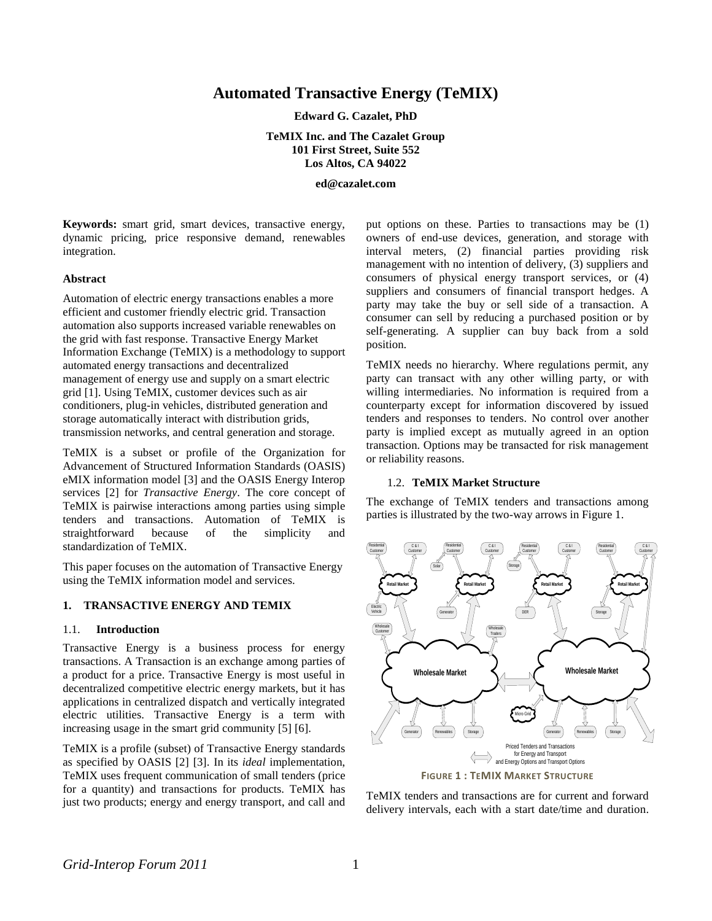# Automated Transactive Energy (TeMIX)

**Edward G. Cazalet, PhD**

**TeMIX Inc. and The Cazalet Group**
**101 First Street, Suite 552**
**Los Altos, CA 94022**

**ed@cazalet.com**

**Keywords:** smart grid, smart devices, transactive energy, dynamic pricing, price responsive demand, renewables integration.

### Abstract

Automation of electric energy transactions enables a more efficient and customer friendly electric grid. Transaction automation also supports increased variable renewables on the grid with fast response. Transactive Energy Market Information Exchange (TeMIX) is a methodology to support automated energy transactions and decentralized management of energy use and supply on a smart electric grid [1]. Using TeMIX, customer devices such as air conditioners, plug-in vehicles, distributed generation and storage automatically interact with distribution grids, transmission networks, and central generation and storage.

TeMIX is a subset or profile of the Organization for Advancement of Structured Information Standards (OASIS) eMIX information model [3] and the OASIS Energy Interop services [2] for *Transactive Energy*. The core concept of TeMIX is pairwise interactions among parties using simple tenders and transactions. Automation of TeMIX is straightforward because of the simplicity and standardization of TeMIX.

This paper focuses on the automation of Transactive Energy using the TeMIX information model and services.

## 1. TRANSACTIVE ENERGY AND TEMIX

### 1.1. Introduction

Transactive Energy is a business process for energy transactions. A Transaction is an exchange among parties of a product for a price. Transactive Energy is most useful in decentralized competitive electric energy markets, but it has applications in centralized dispatch and vertically integrated electric utilities. Transactive Energy is a term with increasing usage in the smart grid community [5] [6].

TeMIX is a profile (subset) of Transactive Energy standards as specified by OASIS [2] [3]. In its *ideal* implementation, TeMIX uses frequent communication of small tenders (price for a quantity) and transactions for products. TeMIX has just two products; energy and energy transport, and call and put options on these. Parties to transactions may be (1) owners of end-use devices, generation, and storage with interval meters, (2) financial parties providing risk management with no intention of delivery, (3) suppliers and consumers of physical energy transport services, or (4) suppliers and consumers of financial transport hedges. A party may take the buy or sell side of a transaction. A consumer can sell by reducing a purchased position or by self-generating. A supplier can buy back from a sold position.

TeMIX needs no hierarchy. Where regulations permit, any party can transact with any other willing party, or with willing intermediaries. No information is required from a counterparty except for information discovered by issued tenders and responses to tenders. No control over another party is implied except as mutually agreed in an option transaction. Options may be transacted for risk management or reliability reasons.

### 1.2. TeMIX Market Structure

The exchange of TeMIX tenders and transactions among parties is illustrated by the two-way arrows in Figure 1.

**FIGURE 1 : TEMIX MARKET STRUCTURE**

TeMIX tenders and transactions are for current and forward delivery intervals, each with a start date/time and duration.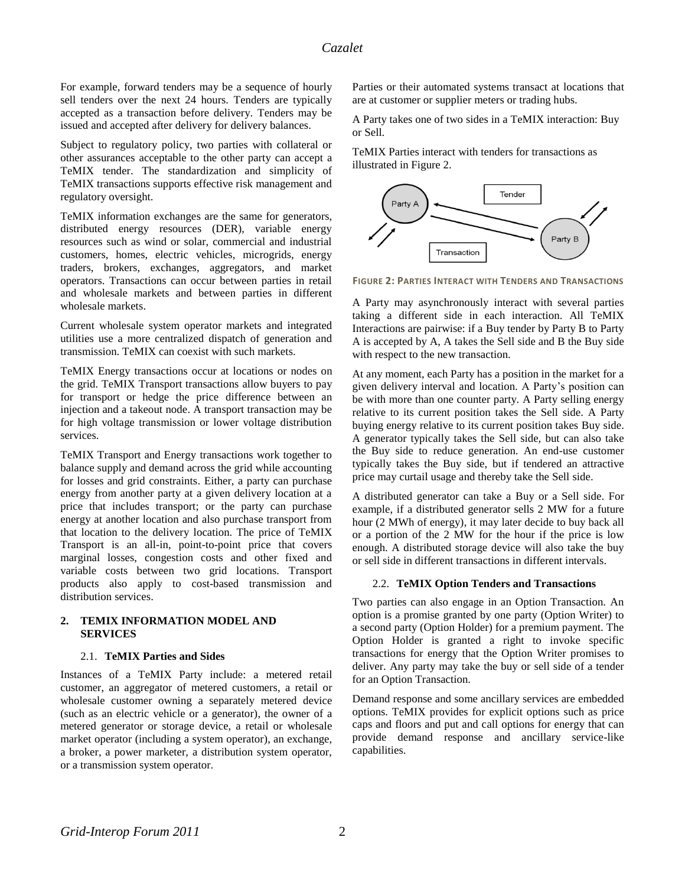For example, forward tenders may be a sequence of hourly sell tenders over the next 24 hours. Tenders are typically accepted as a transaction before delivery. Tenders may be issued and accepted after delivery for delivery balances.

Subject to regulatory policy, two parties with collateral or other assurances acceptable to the other party can accept a TeMIX tender. The standardization and simplicity of TeMIX transactions supports effective risk management and regulatory oversight.

TeMIX information exchanges are the same for generators, distributed energy resources (DER), variable energy resources such as wind or solar, commercial and industrial customers, homes, electric vehicles, microgrids, energy traders, brokers, exchanges, aggregators, and market operators. Transactions can occur between parties in retail and wholesale markets and between parties in different wholesale markets.

Current wholesale system operator markets and integrated utilities use a more centralized dispatch of generation and transmission. TeMIX can coexist with such markets.

TeMIX Energy transactions occur at locations or nodes on the grid. TeMIX Transport transactions allow buyers to pay for transport or hedge the price difference between an injection and a takeout node. A transport transaction may be for high voltage transmission or lower voltage distribution services.

TeMIX Transport and Energy transactions work together to balance supply and demand across the grid while accounting for losses and grid constraints. Either, a party can purchase energy from another party at a given delivery location at a price that includes transport; or the party can purchase energy at another location and also purchase transport from that location to the delivery location. The price of TeMIX Transport is an all-in, point-to-point price that covers marginal losses, congestion costs and other fixed and variable costs between two grid locations. Transport products also apply to cost-based transmission and distribution services.

## 2. TEMIX INFORMATION MODEL AND SERVICES

### 2.1. TeMIX Parties and Sides

Instances of a TeMIX Party include: a metered retail customer, an aggregator of metered customers, a retail or wholesale customer owning a separately metered device (such as an electric vehicle or a generator), the owner of a metered generator or storage device, a retail or wholesale market operator (including a system operator), an exchange, a broker, a power marketer, a distribution system operator, or a transmission system operator.

Parties or their automated systems transact at locations that are at customer or supplier meters or trading hubs.

A Party takes one of two sides in a TeMIX interaction: Buy or Sell.

TeMIX Parties interact with tenders for transactions as illustrated in Figure 2.

Party A — Tender — Transaction — Party B

**FIGURE 2: PARTIES INTERACT WITH TENDERS AND TRANSACTIONS**

A Party may asynchronously interact with several parties taking a different side in each interaction. All TeMIX Interactions are pairwise: if a Buy tender by Party B to Party A is accepted by A, A takes the Sell side and B the Buy side with respect to the new transaction.

At any moment, each Party has a position in the market for a given delivery interval and location. A Party's position can be with more than one counter party. A Party selling energy relative to its current position takes the Sell side. A Party buying energy relative to its current position takes Buy side. A generator typically takes the Sell side, but can also take the Buy side to reduce generation. An end-use customer typically takes the Buy side, but if tendered an attractive price may curtail usage and thereby take the Sell side.

A distributed generator can take a Buy or a Sell side. For example, if a distributed generator sells 2 MW for a future hour (2 MWh of energy), it may later decide to buy back all or a portion of the 2 MW for the hour if the price is low enough. A distributed storage device will also take the buy or sell side in different transactions in different intervals.

### 2.2. TeMIX Option Tenders and Transactions

Two parties can also engage in an Option Transaction. An option is a promise granted by one party (Option Writer) to a second party (Option Holder) for a premium payment. The Option Holder is granted a right to invoke specific transactions for energy that the Option Writer promises to deliver. Any party may take the buy or sell side of a tender for an Option Transaction.

Demand response and some ancillary services are embedded options. TeMIX provides for explicit options such as price caps and floors and put and call options for energy that can provide demand response and ancillary service-like capabilities.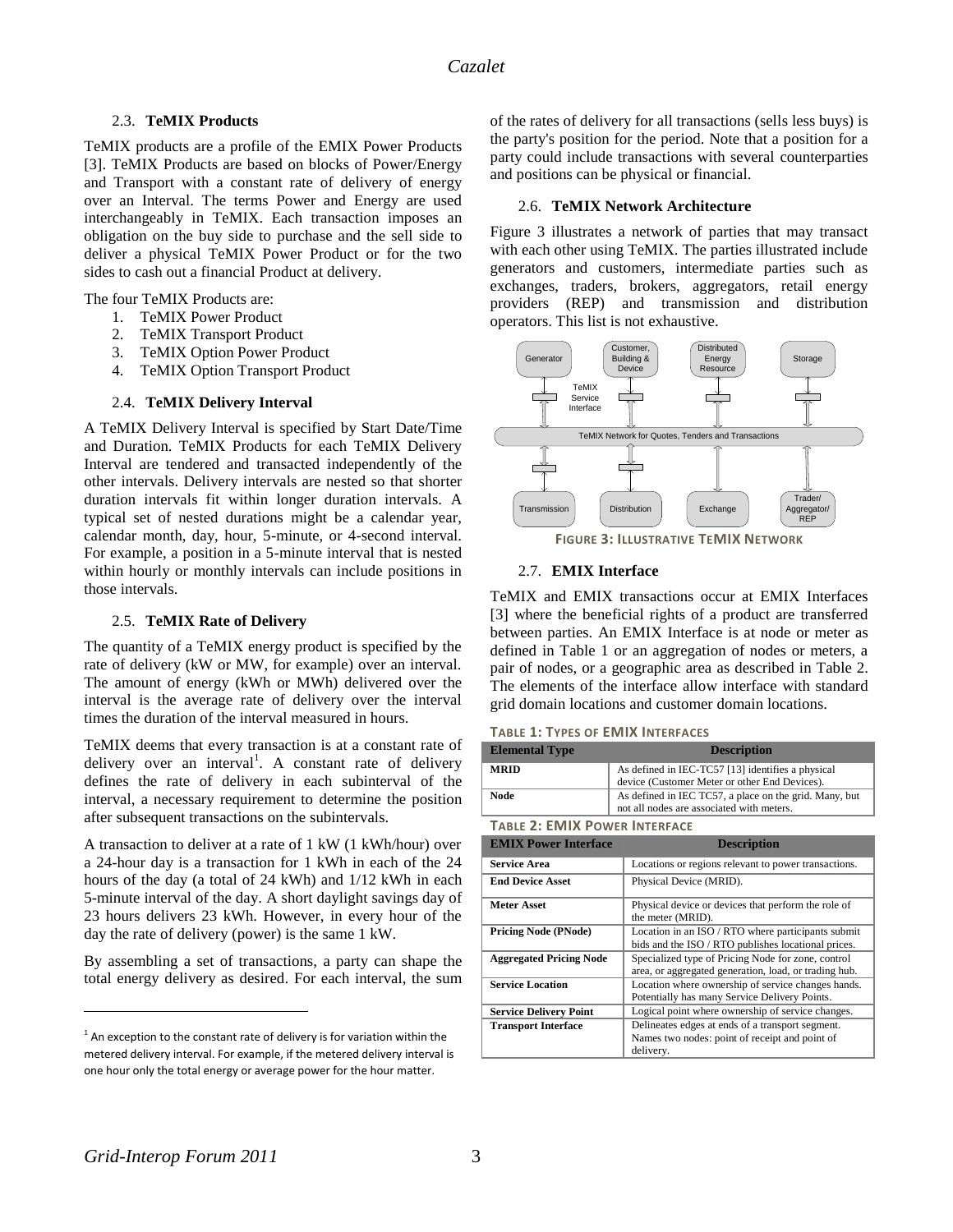### 2.3. TeMIX Products

TeMIX products are a profile of the EMIX Power Products [3]. TeMIX Products are based on blocks of Power/Energy and Transport with a constant rate of delivery of energy over an Interval. The terms Power and Energy are used interchangeably in TeMIX. Each transaction imposes an obligation on the buy side to purchase and the sell side to deliver a physical TeMIX Power Product or for the two sides to cash out a financial Product at delivery.

The four TeMIX Products are:

1. TeMIX Power Product
2. TeMIX Transport Product
3. TeMIX Option Power Product
4. TeMIX Option Transport Product

### 2.4. TeMIX Delivery Interval

A TeMIX Delivery Interval is specified by Start Date/Time and Duration. TeMIX Products for each TeMIX Delivery Interval are tendered and transacted independently of the other intervals. Delivery intervals are nested so that shorter duration intervals fit within longer duration intervals. A typical set of nested durations might be a calendar year, calendar month, day, hour, 5-minute, or 4-second interval. For example, a position in a 5-minute interval that is nested within hourly or monthly intervals can include positions in those intervals.

### 2.5. TeMIX Rate of Delivery

The quantity of a TeMIX energy product is specified by the rate of delivery (kW or MW, for example) over an interval. The amount of energy (kWh or MWh) delivered over the interval is the average rate of delivery over the interval times the duration of the interval measured in hours.

TeMIX deems that every transaction is at a constant rate of delivery over an interval[1]. A constant rate of delivery defines the rate of delivery in each subinterval of the interval, a necessary requirement to determine the position after subsequent transactions on the subintervals.

A transaction to deliver at a rate of 1 kW (1 kWh/hour) over a 24-hour day is a transaction for 1 kWh in each of the 24 hours of the day (a total of 24 kWh) and 1/12 kWh in each 5-minute interval of the day. A short daylight savings day of 23 hours delivers 23 kWh. However, in every hour of the day the rate of delivery (power) is the same 1 kW.

By assembling a set of transactions, a party can shape the total energy delivery as desired. For each interval, the sum of the rates of delivery for all transactions (sells less buys) is the party's position for the period. Note that a position for a party could include transactions with several counterparties and positions can be physical or financial.

### 2.6. TeMIX Network Architecture

Figure 3 illustrates a network of parties that may transact with each other using TeMIX. The parties illustrated include generators and customers, intermediate parties such as exchanges, traders, brokers, aggregators, retail energy providers (REP) and transmission and distribution operators. This list is not exhaustive.

**FIGURE 3: ILLUSTRATIVE TEMIX NETWORK**

### 2.7. EMIX Interface

TeMIX and EMIX transactions occur at EMIX Interfaces [3] where the beneficial rights of a product are transferred between parties. An EMIX Interface is at node or meter as defined in Table 1 or an aggregation of nodes or meters, a pair of nodes, or a geographic area as described in Table 2. The elements of the interface allow interface with standard grid domain locations and customer domain locations.

**TABLE 1: TYPES OF EMIX INTERFACES**

| Elemental Type | Description |
|---|---|
| **MRID** | As defined in IEC-TC57 [13] identifies a physical device (Customer Meter or other End Devices). |
| **Node** | As defined in IEC TC57, a place on the grid. Many, but not all nodes are associated with meters. |

**TABLE 2: EMIX POWER INTERFACE**

| EMIX Power Interface | Description |
|---|---|
| **Service Area** | Locations or regions relevant to power transactions. |
| **End Device Asset** | Physical Device (MRID). |
| **Meter Asset** | Physical device or devices that perform the role of the meter (MRID). |
| **Pricing Node (PNode)** | Location in an ISO / RTO where participants submit bids and the ISO / RTO publishes locational prices. |
| **Aggregated Pricing Node** | Specialized type of Pricing Node for zone, control area, or aggregated generation, load, or trading hub. |
| **Service Location** | Location where ownership of service changes hands. Potentially has many Service Delivery Points. |
| **Service Delivery Point** | Logical point where ownership of service changes. |
| **Transport Interface** | Delineates edges at ends of a transport segment. Names two nodes: point of receipt and point of delivery. |

[1] An exception to the constant rate of delivery is for variation within the metered delivery interval. For example, if the metered delivery interval is one hour only the total energy or average power for the hour matter.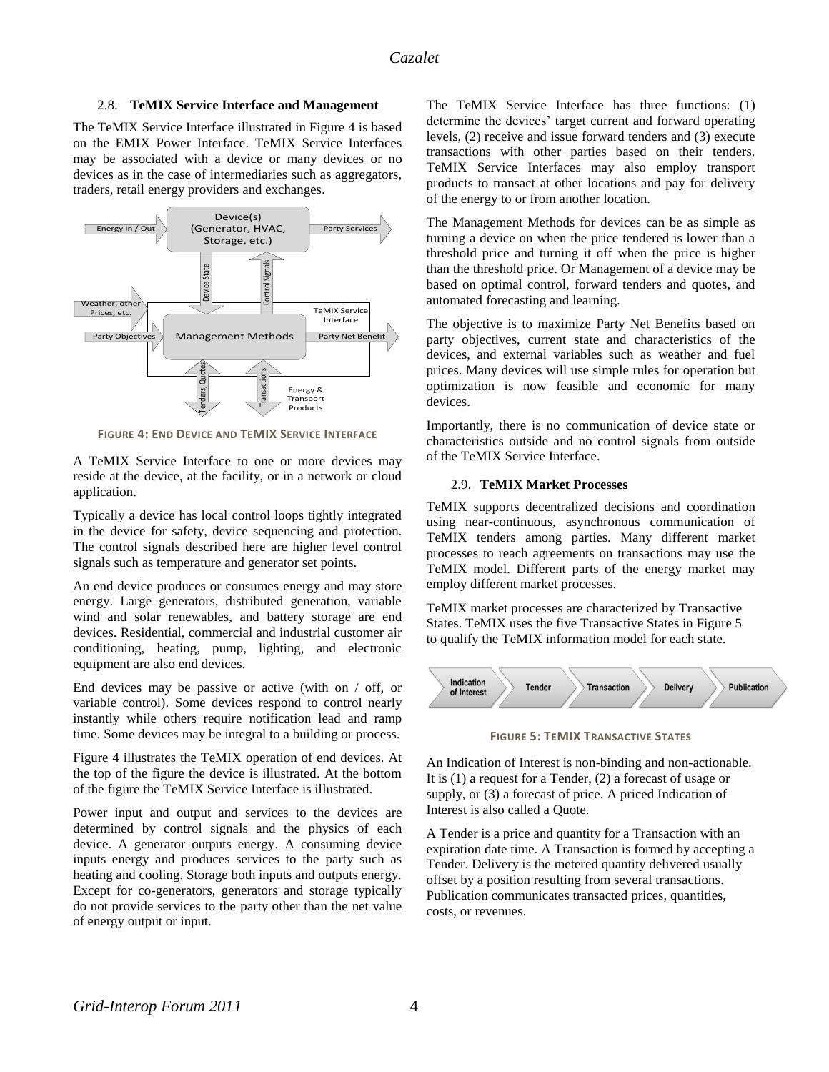### 2.8. **TeMIX Service Interface and Management**

The TeMIX Service Interface illustrated in Figure 4 is based on the EMIX Power Interface. TeMIX Service Interfaces may be associated with a device or many devices or no devices as in the case of intermediaries such as aggregators, traders, retail energy providers and exchanges.

**FIGURE 4: END DEVICE AND TEMIX SERVICE INTERFACE**

A TeMIX Service Interface to one or more devices may reside at the device, at the facility, or in a network or cloud application.

Typically a device has local control loops tightly integrated in the device for safety, device sequencing and protection. The control signals described here are higher level control signals such as temperature and generator set points.

An end device produces or consumes energy and may store energy. Large generators, distributed generation, variable wind and solar renewables, and battery storage are end devices. Residential, commercial and industrial customer air conditioning, heating, pump, lighting, and electronic equipment are also end devices.

End devices may be passive or active (with on / off, or variable control). Some devices respond to control nearly instantly while others require notification lead and ramp time. Some devices may be integral to a building or process.

Figure 4 illustrates the TeMIX operation of end devices. At the top of the figure the device is illustrated. At the bottom of the figure the TeMIX Service Interface is illustrated.

Power input and output and services to the devices are determined by control signals and the physics of each device. A generator outputs energy. A consuming device inputs energy and produces services to the party such as heating and cooling. Storage both inputs and outputs energy. Except for co-generators, generators and storage typically do not provide services to the party other than the net value of energy output or input.

The TeMIX Service Interface has three functions: (1) determine the devices' target current and forward operating levels, (2) receive and issue forward tenders and (3) execute transactions with other parties based on their tenders. TeMIX Service Interfaces may also employ transport products to transact at other locations and pay for delivery of the energy to or from another location.

The Management Methods for devices can be as simple as turning a device on when the price tendered is lower than a threshold price and turning it off when the price is higher than the threshold price. Or Management of a device may be based on optimal control, forward tenders and quotes, and automated forecasting and learning.

The objective is to maximize Party Net Benefits based on party objectives, current state and characteristics of the devices, and external variables such as weather and fuel prices. Many devices will use simple rules for operation but optimization is now feasible and economic for many devices.

Importantly, there is no communication of device state or characteristics outside and no control signals from outside of the TeMIX Service Interface.

### 2.9. **TeMIX Market Processes**

TeMIX supports decentralized decisions and coordination using near-continuous, asynchronous communication of TeMIX tenders among parties. Many different market processes to reach agreements on transactions may use the TeMIX model. Different parts of the energy market may employ different market processes.

TeMIX market processes are characterized by Transactive States. TeMIX uses the five Transactive States in Figure 5 to qualify the TeMIX information model for each state.

Indication of Interest → Tender → Transaction → Delivery → Publication

**FIGURE 5: TEMIX TRANSACTIVE STATES**

An Indication of Interest is non-binding and non-actionable. It is (1) a request for a Tender, (2) a forecast of usage or supply, or (3) a forecast of price. A priced Indication of Interest is also called a Quote.

A Tender is a price and quantity for a Transaction with an expiration date time. A Transaction is formed by accepting a Tender. Delivery is the metered quantity delivered usually offset by a position resulting from several transactions. Publication communicates transacted prices, quantities, costs, or revenues.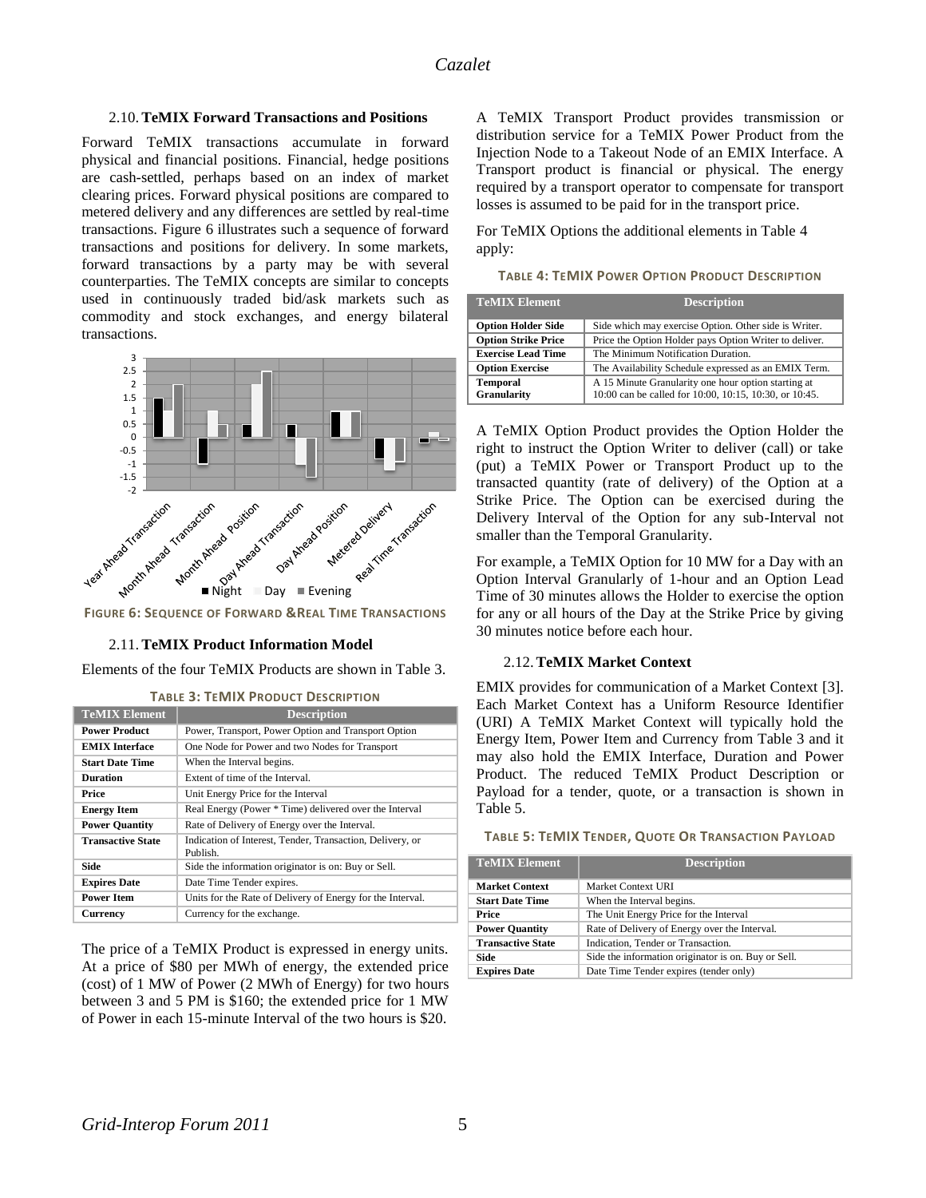### 2.10. TeMIX Forward Transactions and Positions

Forward TeMIX transactions accumulate in forward physical and financial positions. Financial, hedge positions are cash-settled, perhaps based on an index of market clearing prices. Forward physical positions are compared to metered delivery and any differences are settled by real-time transactions. Figure 6 illustrates such a sequence of forward transactions and positions for delivery. In some markets, forward transactions by a party may be with several counterparties. The TeMIX concepts are similar to concepts used in continuously traded bid/ask markets such as commodity and stock exchanges, and energy bilateral transactions.

**FIGURE 6: SEQUENCE OF FORWARD & REAL TIME TRANSACTIONS**

### 2.11. TeMIX Product Information Model

Elements of the four TeMIX Products are shown in Table 3.

**TABLE 3: TEMIX PRODUCT DESCRIPTION**

| TeMIX Element | Description |
| --- | --- |
| **Power Product** | Power, Transport, Power Option and Transport Option |
| **EMIX Interface** | One Node for Power and two Nodes for Transport |
| **Start Date Time** | When the Interval begins. |
| **Duration** | Extent of time of the Interval. |
| **Price** | Unit Energy Price for the Interval |
| **Energy Item** | Real Energy (Power * Time) delivered over the Interval |
| **Power Quantity** | Rate of Delivery of Energy over the Interval. |
| **Transactive State** | Indication of Interest, Tender, Transaction, Delivery, or Publish. |
| **Side** | Side the information originator is on: Buy or Sell. |
| **Expires Date** | Date Time Tender expires. |
| **Power Item** | Units for the Rate of Delivery of Energy for the Interval. |
| **Currency** | Currency for the exchange. |

The price of a TeMIX Product is expressed in energy units. At a price of $80 per MWh of energy, the extended price (cost) of 1 MW of Power (2 MWh of Energy) for two hours between 3 and 5 PM is $160; the extended price for 1 MW of Power in each 15-minute Interval of the two hours is $20.

A TeMIX Transport Product provides transmission or distribution service for a TeMIX Power Product from the Injection Node to a Takeout Node of an EMIX Interface. A Transport product is financial or physical. The energy required by a transport operator to compensate for transport losses is assumed to be paid for in the transport price.

For TeMIX Options the additional elements in Table 4 apply:

**TABLE 4: TEMIX POWER OPTION PRODUCT DESCRIPTION**

| TeMIX Element | Description |
| --- | --- |
| **Option Holder Side** | Side which may exercise Option. Other side is Writer. |
| **Option Strike Price** | Price the Option Holder pays Option Writer to deliver. |
| **Exercise Lead Time** | The Minimum Notification Duration. |
| **Option Exercise** | The Availability Schedule expressed as an EMIX Term. |
| **Temporal Granularity** | A 15 Minute Granularity one hour option starting at 10:00 can be called for 10:00, 10:15, 10:30, or 10:45. |

A TeMIX Option Product provides the Option Holder the right to instruct the Option Writer to deliver (call) or take (put) a TeMIX Power or Transport Product up to the transacted quantity (rate of delivery) of the Option at a Strike Price. The Option can be exercised during the Delivery Interval of the Option for any sub-Interval not smaller than the Temporal Granularity.

For example, a TeMIX Option for 10 MW for a Day with an Option Interval Granularly of 1-hour and an Option Lead Time of 30 minutes allows the Holder to exercise the option for any or all hours of the Day at the Strike Price by giving 30 minutes notice before each hour.

### 2.12. TeMIX Market Context

EMIX provides for communication of a Market Context [3]. Each Market Context has a Uniform Resource Identifier (URI) A TeMIX Market Context will typically hold the Energy Item, Power Item and Currency from Table 3 and it may also hold the EMIX Interface, Duration and Power Product. The reduced TeMIX Product Description or Payload for a tender, quote, or a transaction is shown in Table 5.

**TABLE 5: TEMIX TENDER, QUOTE OR TRANSACTION PAYLOAD**

| TeMIX Element | Description |
| --- | --- |
| **Market Context** | Market Context URI |
| **Start Date Time** | When the Interval begins. |
| **Price** | The Unit Energy Price for the Interval |
| **Power Quantity** | Rate of Delivery of Energy over the Interval. |
| **Transactive State** | Indication, Tender or Transaction. |
| **Side** | Side the information originator is on. Buy or Sell. |
| **Expires Date** | Date Time Tender expires (tender only) |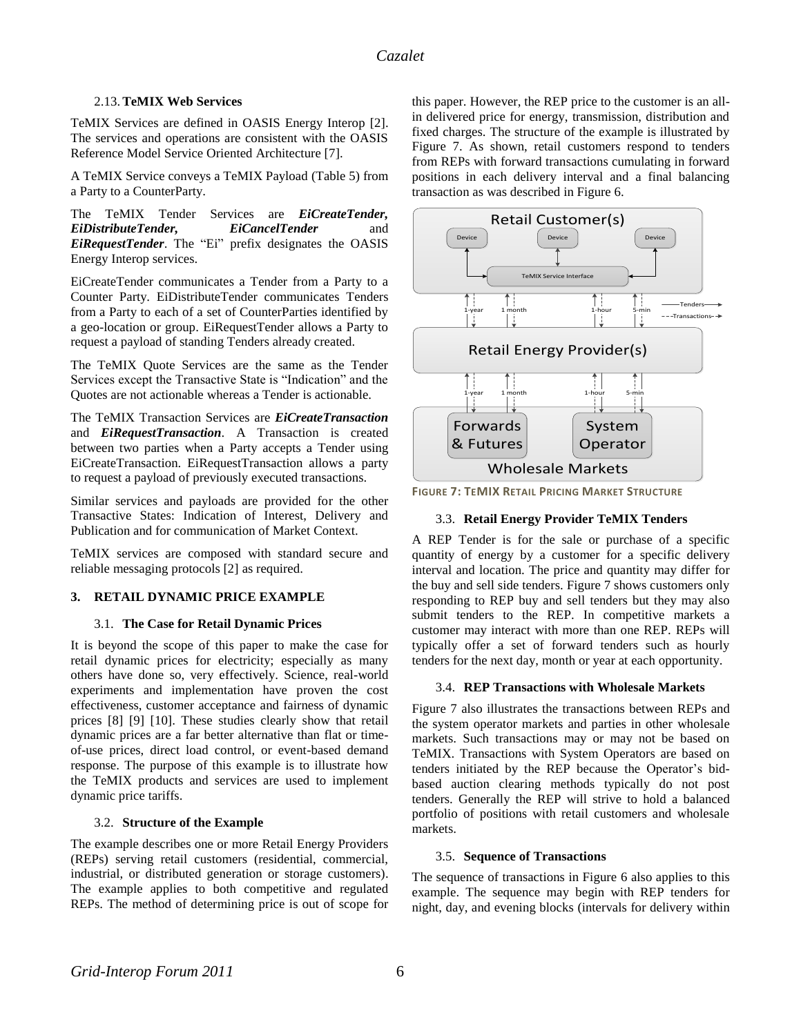### 2.13. TeMIX Web Services

TeMIX Services are defined in OASIS Energy Interop [2]. The services and operations are consistent with the OASIS Reference Model Service Oriented Architecture [7].

A TeMIX Service conveys a TeMIX Payload (Table 5) from a Party to a CounterParty.

The TeMIX Tender Services are ***EiCreateTender, EiDistributeTender, EiCancelTender*** and ***EiRequestTender***. The "Ei" prefix designates the OASIS Energy Interop services.

EiCreateTender communicates a Tender from a Party to a Counter Party. EiDistributeTender communicates Tenders from a Party to each of a set of CounterParties identified by a geo-location or group. EiRequestTender allows a Party to request a payload of standing Tenders already created.

The TeMIX Quote Services are the same as the Tender Services except the Transactive State is "Indication" and the Quotes are not actionable whereas a Tender is actionable.

The TeMIX Transaction Services are ***EiCreateTransaction*** and ***EiRequestTransaction***. A Transaction is created between two parties when a Party accepts a Tender using EiCreateTransaction. EiRequestTransaction allows a party to request a payload of previously executed transactions.

Similar services and payloads are provided for the other Transactive States: Indication of Interest, Delivery and Publication and for communication of Market Context.

TeMIX services are composed with standard secure and reliable messaging protocols [2] as required.

## 3. RETAIL DYNAMIC PRICE EXAMPLE

### 3.1. The Case for Retail Dynamic Prices

It is beyond the scope of this paper to make the case for retail dynamic prices for electricity; especially as many others have done so, very effectively. Science, real-world experiments and implementation have proven the cost effectiveness, customer acceptance and fairness of dynamic prices [8] [9] [10]. These studies clearly show that retail dynamic prices are a far better alternative than flat or time-of-use prices, direct load control, or event-based demand response. The purpose of this example is to illustrate how the TeMIX products and services are used to implement dynamic price tariffs.

### 3.2. Structure of the Example

The example describes one or more Retail Energy Providers (REPs) serving retail customers (residential, commercial, industrial, or distributed generation or storage customers). The example applies to both competitive and regulated REPs. The method of determining price is out of scope for this paper. However, the REP price to the customer is an all-in delivered price for energy, transmission, distribution and fixed charges. The structure of the example is illustrated by Figure 7. As shown, retail customers respond to tenders from REPs with forward transactions cumulating in forward positions in each delivery interval and a final balancing transaction as was described in Figure 6.

**FIGURE 7: TEMIX RETAIL PRICING MARKET STRUCTURE**

### 3.3. Retail Energy Provider TeMIX Tenders

A REP Tender is for the sale or purchase of a specific quantity of energy by a customer for a specific delivery interval and location. The price and quantity may differ for the buy and sell side tenders. Figure 7 shows customers only responding to REP buy and sell tenders but they may also submit tenders to the REP. In competitive markets a customer may interact with more than one REP. REPs will typically offer a set of forward tenders such as hourly tenders for the next day, month or year at each opportunity.

### 3.4. REP Transactions with Wholesale Markets

Figure 7 also illustrates the transactions between REPs and the system operator markets and parties in other wholesale markets. Such transactions may or may not be based on TeMIX. Transactions with System Operators are based on tenders initiated by the REP because the Operator's bid-based auction clearing methods typically do not post tenders. Generally the REP will strive to hold a balanced portfolio of positions with retail customers and wholesale markets.

### 3.5. Sequence of Transactions

The sequence of transactions in Figure 6 also applies to this example. The sequence may begin with REP tenders for night, day, and evening blocks (intervals for delivery within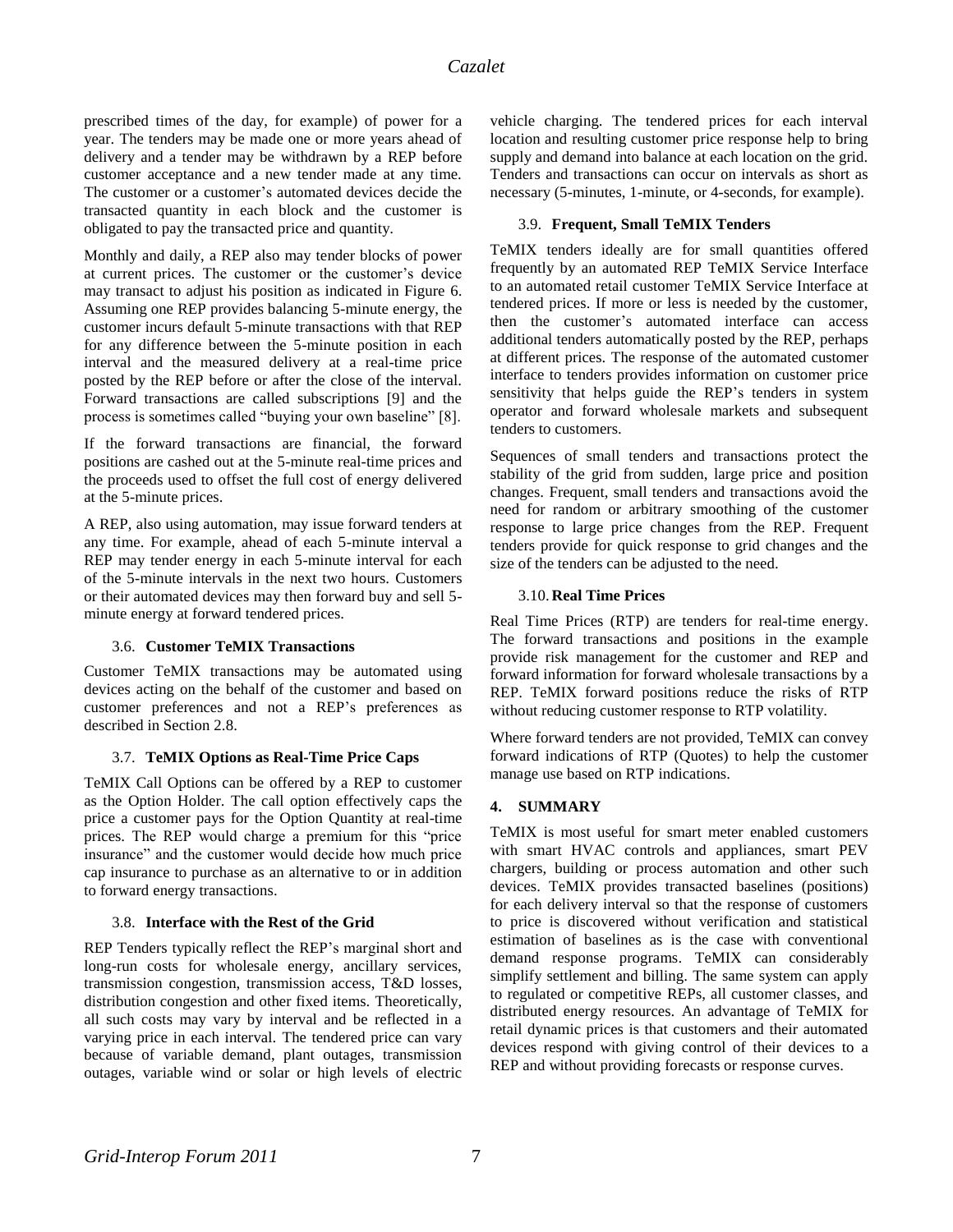prescribed times of the day, for example) of power for a year. The tenders may be made one or more years ahead of delivery and a tender may be withdrawn by a REP before customer acceptance and a new tender made at any time. The customer or a customer's automated devices decide the transacted quantity in each block and the customer is obligated to pay the transacted price and quantity.

Monthly and daily, a REP also may tender blocks of power at current prices. The customer or the customer's device may transact to adjust his position as indicated in Figure 6. Assuming one REP provides balancing 5-minute energy, the customer incurs default 5-minute transactions with that REP for any difference between the 5-minute position in each interval and the measured delivery at a real-time price posted by the REP before or after the close of the interval. Forward transactions are called subscriptions [9] and the process is sometimes called "buying your own baseline" [8].

If the forward transactions are financial, the forward positions are cashed out at the 5-minute real-time prices and the proceeds used to offset the full cost of energy delivered at the 5-minute prices.

A REP, also using automation, may issue forward tenders at any time. For example, ahead of each 5-minute interval a REP may tender energy in each 5-minute interval for each of the 5-minute intervals in the next two hours. Customers or their automated devices may then forward buy and sell 5-minute energy at forward tendered prices.

### 3.6. Customer TeMIX Transactions

Customer TeMIX transactions may be automated using devices acting on the behalf of the customer and based on customer preferences and not a REP's preferences as described in Section 2.8.

### 3.7. TeMIX Options as Real-Time Price Caps

TeMIX Call Options can be offered by a REP to customer as the Option Holder. The call option effectively caps the price a customer pays for the Option Quantity at real-time prices. The REP would charge a premium for this "price insurance" and the customer would decide how much price cap insurance to purchase as an alternative to or in addition to forward energy transactions.

### 3.8. Interface with the Rest of the Grid

REP Tenders typically reflect the REP's marginal short and long-run costs for wholesale energy, ancillary services, transmission congestion, transmission access, T&D losses, distribution congestion and other fixed items. Theoretically, all such costs may vary by interval and be reflected in a varying price in each interval. The tendered price can vary because of variable demand, plant outages, transmission outages, variable wind or solar or high levels of electric vehicle charging. The tendered prices for each interval location and resulting customer price response help to bring supply and demand into balance at each location on the grid. Tenders and transactions can occur on intervals as short as necessary (5-minutes, 1-minute, or 4-seconds, for example).

### 3.9. Frequent, Small TeMIX Tenders

TeMIX tenders ideally are for small quantities offered frequently by an automated REP TeMIX Service Interface to an automated retail customer TeMIX Service Interface at tendered prices. If more or less is needed by the customer, then the customer's automated interface can access additional tenders automatically posted by the REP, perhaps at different prices. The response of the automated customer interface to tenders provides information on customer price sensitivity that helps guide the REP's tenders in system operator and forward wholesale markets and subsequent tenders to customers.

Sequences of small tenders and transactions protect the stability of the grid from sudden, large price and position changes. Frequent, small tenders and transactions avoid the need for random or arbitrary smoothing of the customer response to large price changes from the REP. Frequent tenders provide for quick response to grid changes and the size of the tenders can be adjusted to the need.

### 3.10. Real Time Prices

Real Time Prices (RTP) are tenders for real-time energy. The forward transactions and positions in the example provide risk management for the customer and REP and forward information for forward wholesale transactions by a REP. TeMIX forward positions reduce the risks of RTP without reducing customer response to RTP volatility.

Where forward tenders are not provided, TeMIX can convey forward indications of RTP (Quotes) to help the customer manage use based on RTP indications.

## 4. SUMMARY

TeMIX is most useful for smart meter enabled customers with smart HVAC controls and appliances, smart PEV chargers, building or process automation and other such devices. TeMIX provides transacted baselines (positions) for each delivery interval so that the response of customers to price is discovered without verification and statistical estimation of baselines as is the case with conventional demand response programs. TeMIX can considerably simplify settlement and billing. The same system can apply to regulated or competitive REPs, all customer classes, and distributed energy resources. An advantage of TeMIX for retail dynamic prices is that customers and their automated devices respond with giving control of their devices to a REP and without providing forecasts or response curves.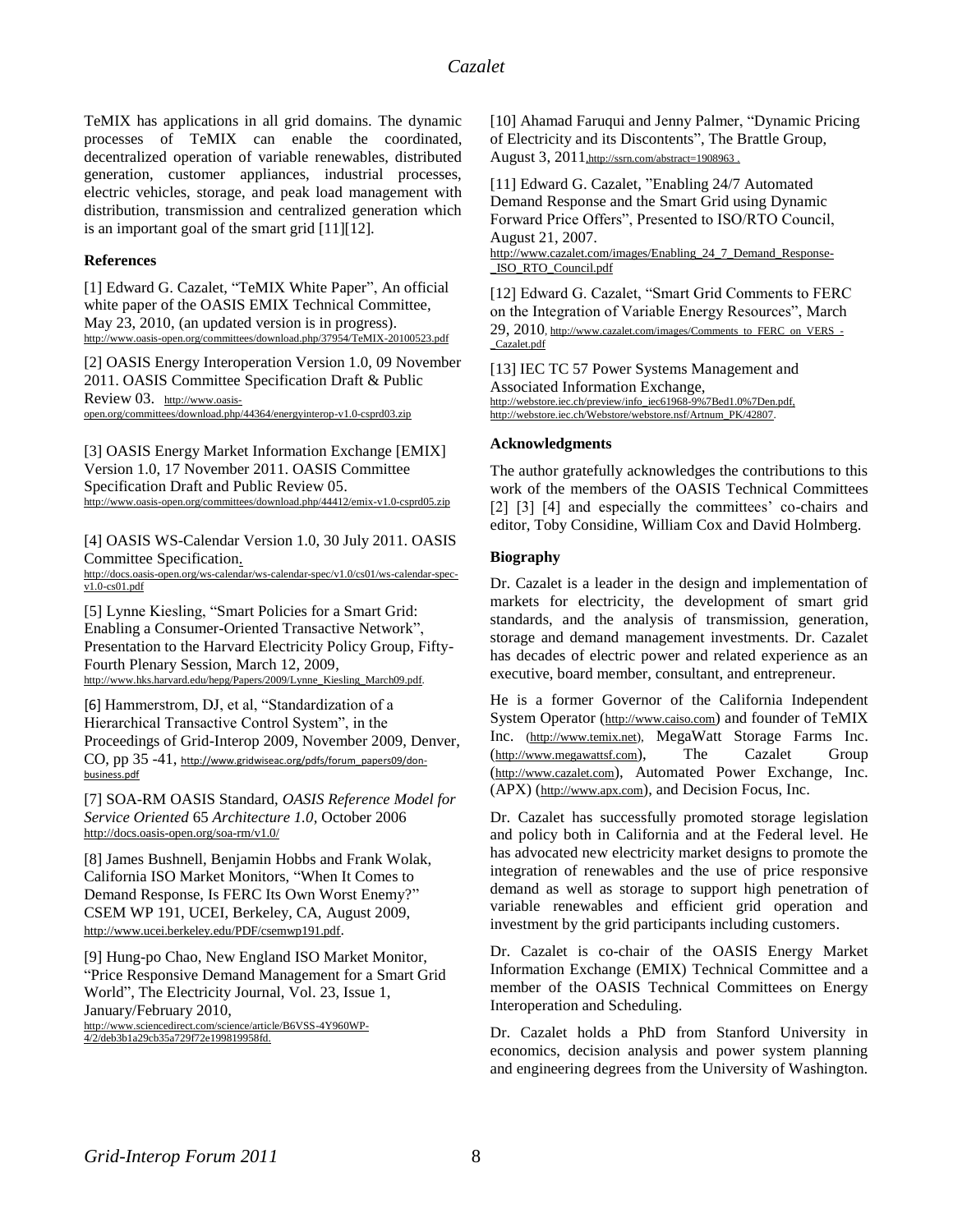TeMIX has applications in all grid domains. The dynamic processes of TeMIX can enable the coordinated, decentralized operation of variable renewables, distributed generation, customer appliances, industrial processes, electric vehicles, storage, and peak load management with distribution, transmission and centralized generation which is an important goal of the smart grid [11][12].

### References

[1] Edward G. Cazalet, "TeMIX White Paper", An official white paper of the OASIS EMIX Technical Committee, May 23, 2010, (an updated version is in progress). http://www.oasis-open.org/committees/download.php/37954/TeMIX-20100523.pdf

[2] OASIS Energy Interoperation Version 1.0, 09 November 2011. OASIS Committee Specification Draft & Public Review 03. http://www.oasis-open.org/committees/download.php/44364/energyinterop-v1.0-csprd03.zip

[3] OASIS Energy Market Information Exchange [EMIX] Version 1.0, 17 November 2011. OASIS Committee Specification Draft and Public Review 05. http://www.oasis-open.org/committees/download.php/44412/emix-v1.0-csprd05.zip

[4] OASIS WS-Calendar Version 1.0, 30 July 2011. OASIS Committee Specification. http://docs.oasis-open.org/ws-calendar/ws-calendar-spec/v1.0/cs01/ws-calendar-spec-v1.0-cs01.pdf

[5] Lynne Kiesling, "Smart Policies for a Smart Grid: Enabling a Consumer-Oriented Transactive Network", Presentation to the Harvard Electricity Policy Group, Fifty-Fourth Plenary Session, March 12, 2009, http://www.hks.harvard.edu/hepg/Papers/2009/Lynne_Kiesling_March09.pdf.

[6] Hammerstrom, DJ, et al, "Standardization of a Hierarchical Transactive Control System", in the Proceedings of Grid-Interop 2009, November 2009, Denver, CO, pp 35 -41, http://www.gridwiseac.org/pdfs/forum_papers09/don-business.pdf

[7] SOA-RM OASIS Standard, *OASIS Reference Model for Service Oriented* 65 *Architecture 1.0*, October 2006 http://docs.oasis-open.org/soa-rm/v1.0/

[8] James Bushnell, Benjamin Hobbs and Frank Wolak, California ISO Market Monitors, "When It Comes to Demand Response, Is FERC Its Own Worst Enemy?" CSEM WP 191, UCEI, Berkeley, CA, August 2009, http://www.ucei.berkeley.edu/PDF/csemwp191.pdf.

[9] Hung-po Chao, New England ISO Market Monitor, "Price Responsive Demand Management for a Smart Grid World", The Electricity Journal, Vol. 23, Issue 1, January/February 2010, http://www.sciencedirect.com/science/article/B6VSS-4Y960WP-4/2/deb3b1a29cb35a729f72e199819958fd.

[10] Ahamad Faruqui and Jenny Palmer, "Dynamic Pricing of Electricity and its Discontents", The Brattle Group, August 3, 2011,http://ssrn.com/abstract=1908963 .

[11] Edward G. Cazalet, "Enabling 24/7 Automated Demand Response and the Smart Grid using Dynamic Forward Price Offers", Presented to ISO/RTO Council, August 21, 2007. http://www.cazalet.com/images/Enabling_24_7_Demand_Response-_ISO_RTO_Council.pdf

[12] Edward G. Cazalet, "Smart Grid Comments to FERC on the Integration of Variable Energy Resources", March 29, 2010, http://www.cazalet.com/images/Comments_to_FERC_on_VERS_-_Cazalet.pdf

[13] IEC TC 57 Power Systems Management and Associated Information Exchange, http://webstore.iec.ch/preview/info_iec61968-9%7Bed1.0%7Den.pdf, http://webstore.iec.ch/Webstore/webstore.nsf/Artnum_PK/42807.

### Acknowledgments

The author gratefully acknowledges the contributions to this work of the members of the OASIS Technical Committees [2] [3] [4] and especially the committees' co-chairs and editor, Toby Considine, William Cox and David Holmberg.

### Biography

Dr. Cazalet is a leader in the design and implementation of markets for electricity, the development of smart grid standards, and the analysis of transmission, generation, storage and demand management investments. Dr. Cazalet has decades of electric power and related experience as an executive, board member, consultant, and entrepreneur.

He is a former Governor of the California Independent System Operator (http://www.caiso.com) and founder of TeMIX Inc. (http://www.temix.net), MegaWatt Storage Farms Inc. (http://www.megawattsf.com), The Cazalet Group (http://www.cazalet.com), Automated Power Exchange, Inc. (APX) (http://www.apx.com), and Decision Focus, Inc.

Dr. Cazalet has successfully promoted storage legislation and policy both in California and at the Federal level. He has advocated new electricity market designs to promote the integration of renewables and the use of price responsive demand as well as storage to support high penetration of variable renewables and efficient grid operation and investment by the grid participants including customers.

Dr. Cazalet is co-chair of the OASIS Energy Market Information Exchange (EMIX) Technical Committee and a member of the OASIS Technical Committees on Energy Interoperation and Scheduling.

Dr. Cazalet holds a PhD from Stanford University in economics, decision analysis and power system planning and engineering degrees from the University of Washington.